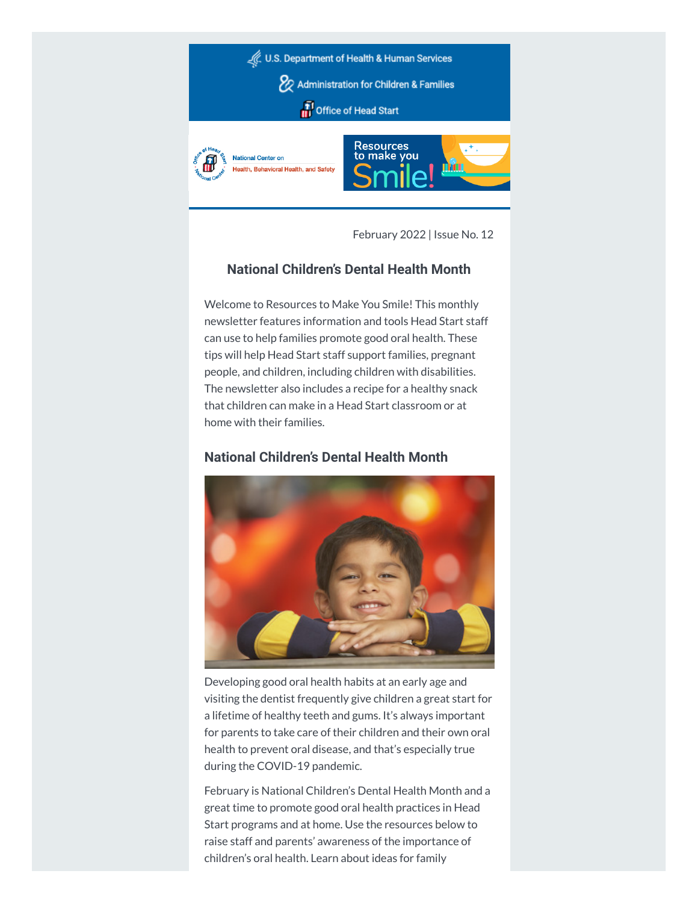U.S. Department of Health & Human Services

Administration for Children & Families

Office of Head Start

National Center on Health, Behavioral Health, and Safety

Resources to make you Smile!

February 2022 | Issue No. 12

## National Children's Dental Health Month

Welcome to Resources to Make You Smile! This monthly newsletter features information and tools Head Start staff can use to help families promote good oral health. These tips will help Head Start staff support families, pregnant people, and children, including children with disabilities. The newsletter also includes a recipe for a healthy snack that children can make in a Head Start classroom or at home with their families.

### National Children's Dental Health Month

Developing good oral health habits at an early age and visiting the dentist frequently give children a great start for a lifetime of healthy teeth and gums. It's always important for parents to take care of their children and their own oral health to prevent oral disease, and that's especially true during the COVID-19 pandemic.

February is National Children's Dental Health Month and a great time to promote good oral health practices in Head Start programs and at home. Use the resources below to raise staff and parents' awareness of the importance of children's oral health. Learn about ideas for family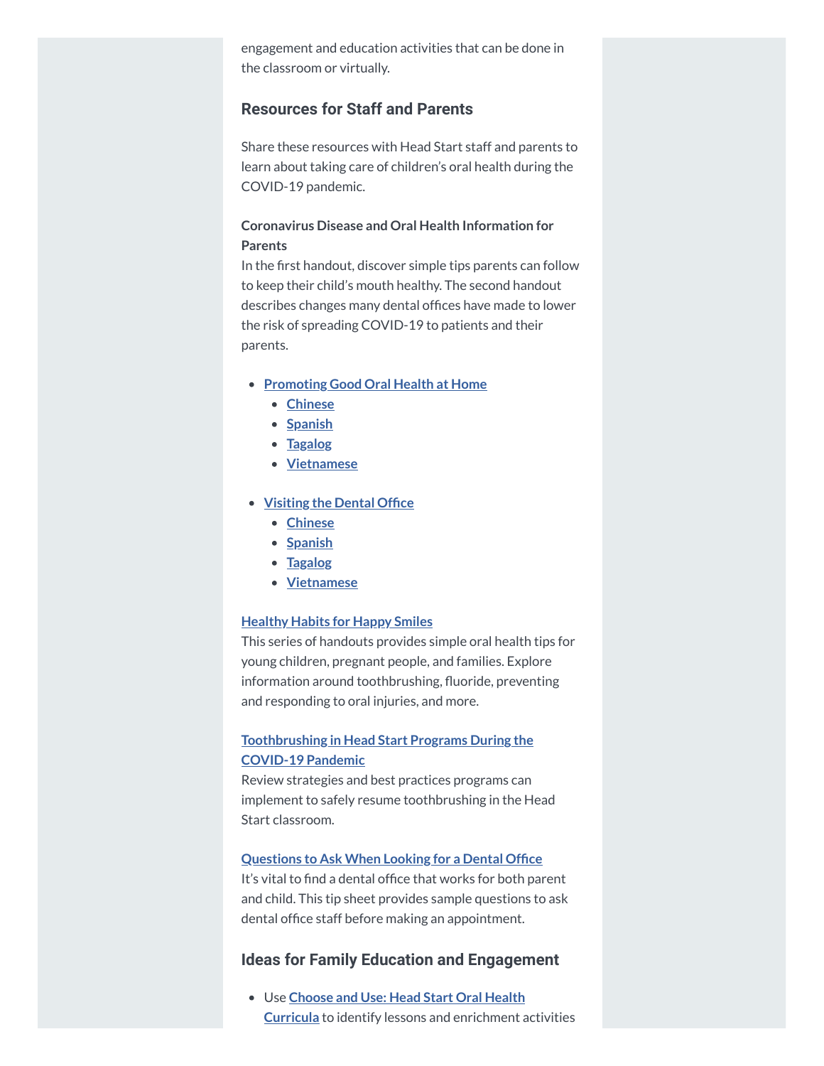engagement and education activities that can be done in the classroom or virtually.

### Resources for Staff and Parents

Share these resources with Head Start staff and parents to learn about taking care of children's oral health during the COVID-19 pandemic.

**Coronavirus Disease and Oral Health Information for Parents**
In the first handout, discover simple tips parents can follow to keep their child's mouth healthy. The second handout describes changes many dental offices have made to lower the risk of spreading COVID-19 to patients and their parents.

- **Promoting Good Oral Health at Home**
  - **Chinese**
  - **Spanish**
  - **Tagalog**
  - **Vietnamese**

- **Visiting the Dental Office**
  - **Chinese**
  - **Spanish**
  - **Tagalog**
  - **Vietnamese**

**Healthy Habits for Happy Smiles**
This series of handouts provides simple oral health tips for young children, pregnant people, and families. Explore information around toothbrushing, fluoride, preventing and responding to oral injuries, and more.

**Toothbrushing in Head Start Programs During the COVID-19 Pandemic**
Review strategies and best practices programs can implement to safely resume toothbrushing in the Head Start classroom.

**Questions to Ask When Looking for a Dental Office**
It's vital to find a dental office that works for both parent and child. This tip sheet provides sample questions to ask dental office staff before making an appointment.

### Ideas for Family Education and Engagement

- Use **Choose and Use: Head Start Oral Health Curricula** to identify lessons and enrichment activities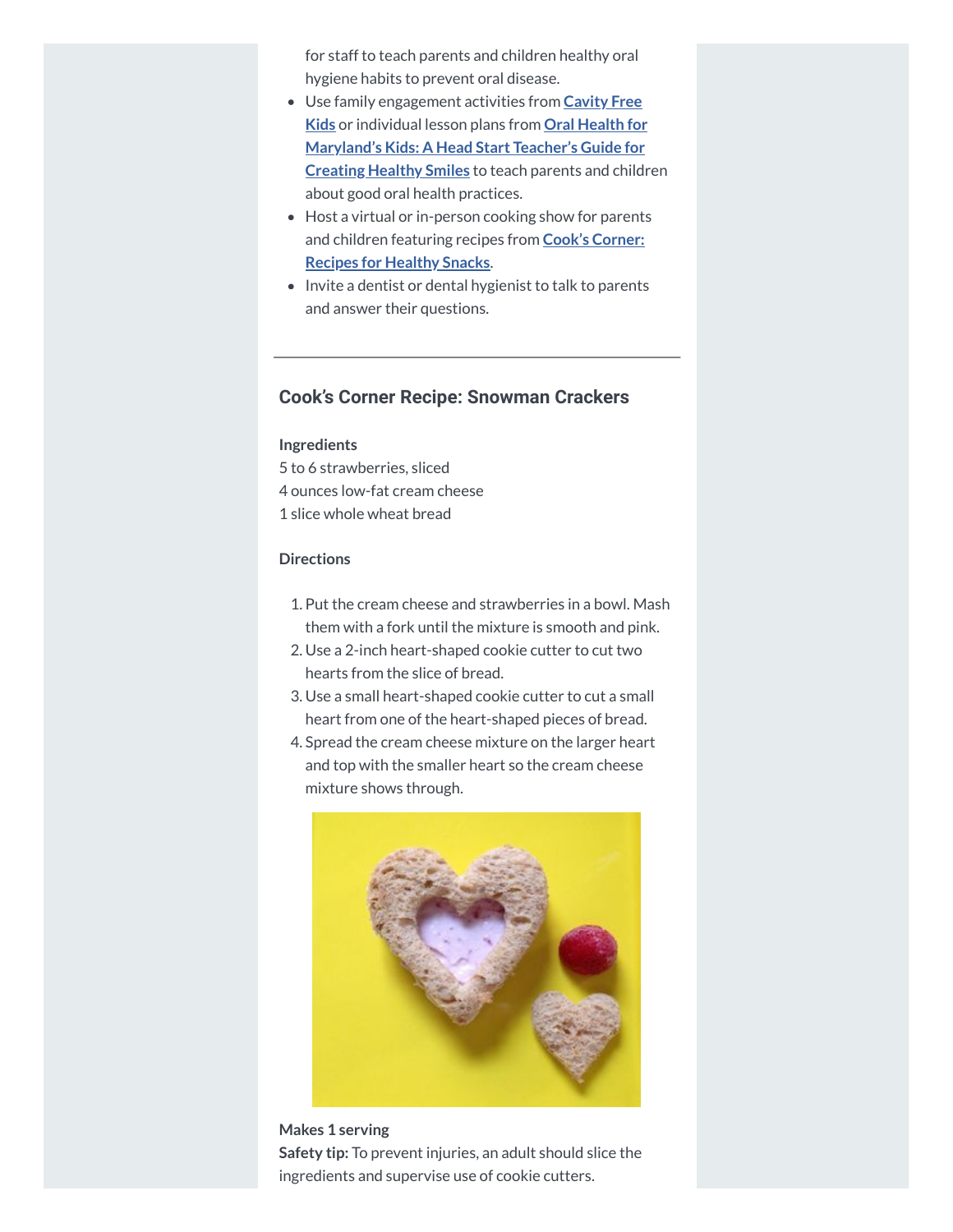for staff to teach parents and children healthy oral hygiene habits to prevent oral disease.

- Use family engagement activities from **Cavity Free Kids** or individual lesson plans from **Oral Health for Maryland's Kids: A Head Start Teacher's Guide for Creating Healthy Smiles** to teach parents and children about good oral health practices.
- Host a virtual or in-person cooking show for parents and children featuring recipes from **Cook's Corner: Recipes for Healthy Snacks**.
- Invite a dentist or dental hygienist to talk to parents and answer their questions.

---

## Cook's Corner Recipe: Snowman Crackers

**Ingredients**

5 to 6 strawberries, sliced
4 ounces low-fat cream cheese
1 slice whole wheat bread

**Directions**

1. Put the cream cheese and strawberries in a bowl. Mash them with a fork until the mixture is smooth and pink.
2. Use a 2-inch heart-shaped cookie cutter to cut two hearts from the slice of bread.
3. Use a small heart-shaped cookie cutter to cut a small heart from one of the heart-shaped pieces of bread.
4. Spread the cream cheese mixture on the larger heart and top with the smaller heart so the cream cheese mixture shows through.

**Makes 1 serving**
**Safety tip:** To prevent injuries, an adult should slice the ingredients and supervise use of cookie cutters.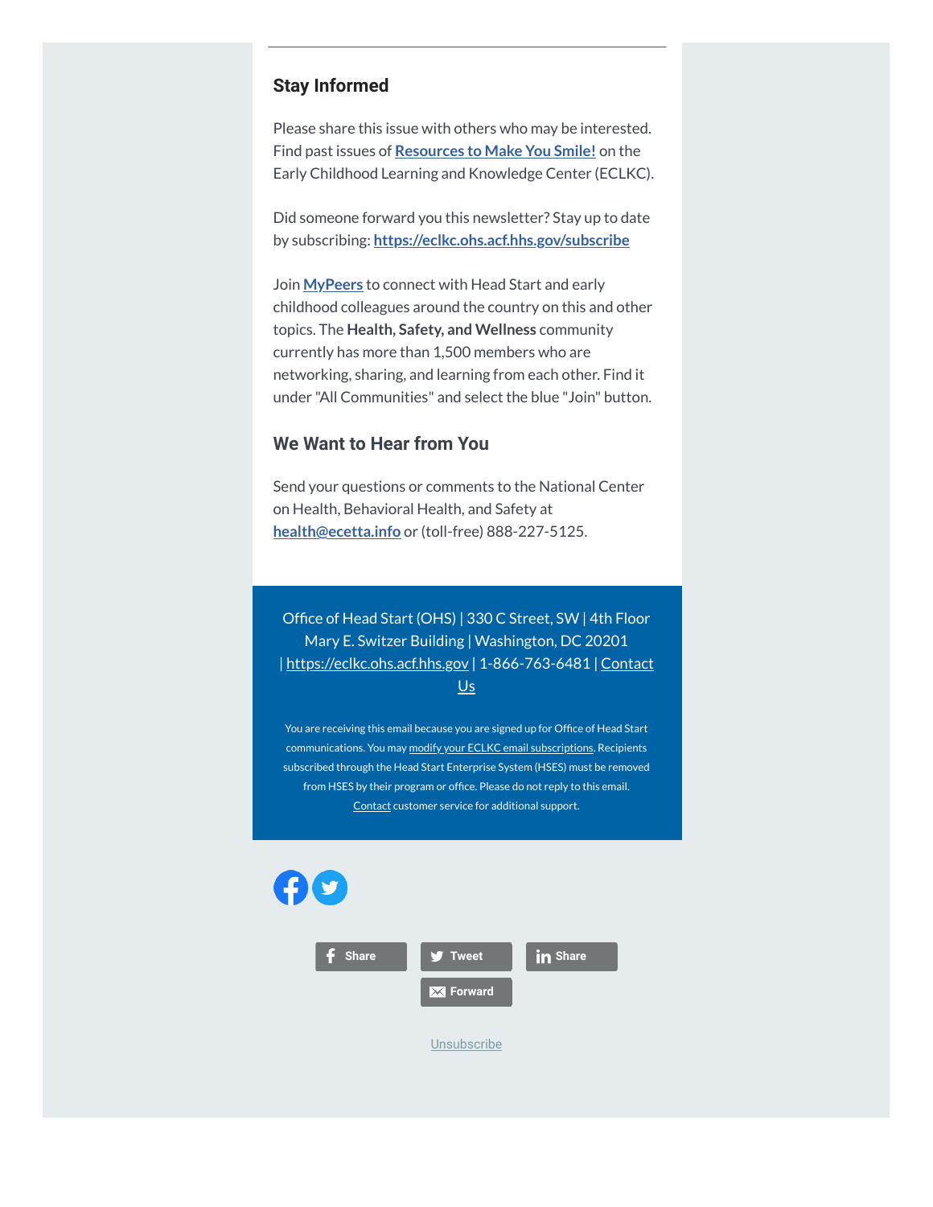## Stay Informed

Please share this issue with others who may be interested. Find past issues of **Resources to Make You Smile!** on the Early Childhood Learning and Knowledge Center (ECLKC).

Did someone forward you this newsletter? Stay up to date by subscribing: **https://eclkc.ohs.acf.hhs.gov/subscribe**

Join **MyPeers** to connect with Head Start and early childhood colleagues around the country on this and other topics. The **Health, Safety, and Wellness** community currently has more than 1,500 members who are networking, sharing, and learning from each other. Find it under "All Communities" and select the blue "Join" button.

## We Want to Hear from You

Send your questions or comments to the National Center on Health, Behavioral Health, and Safety at **health@ecetta.info** or (toll-free) 888-227-5125.

Office of Head Start (OHS) | 330 C Street, SW | 4th Floor Mary E. Switzer Building | Washington, DC 20201 | https://eclkc.ohs.acf.hhs.gov | 1-866-763-6481 | Contact Us

You are receiving this email because you are signed up for Office of Head Start communications. You may modify your ECLKC email subscriptions. Recipients subscribed through the Head Start Enterprise System (HSES) must be removed from HSES by their program or office. Please do not reply to this email. Contact customer service for additional support.

Share Tweet Share

Forward

Unsubscribe